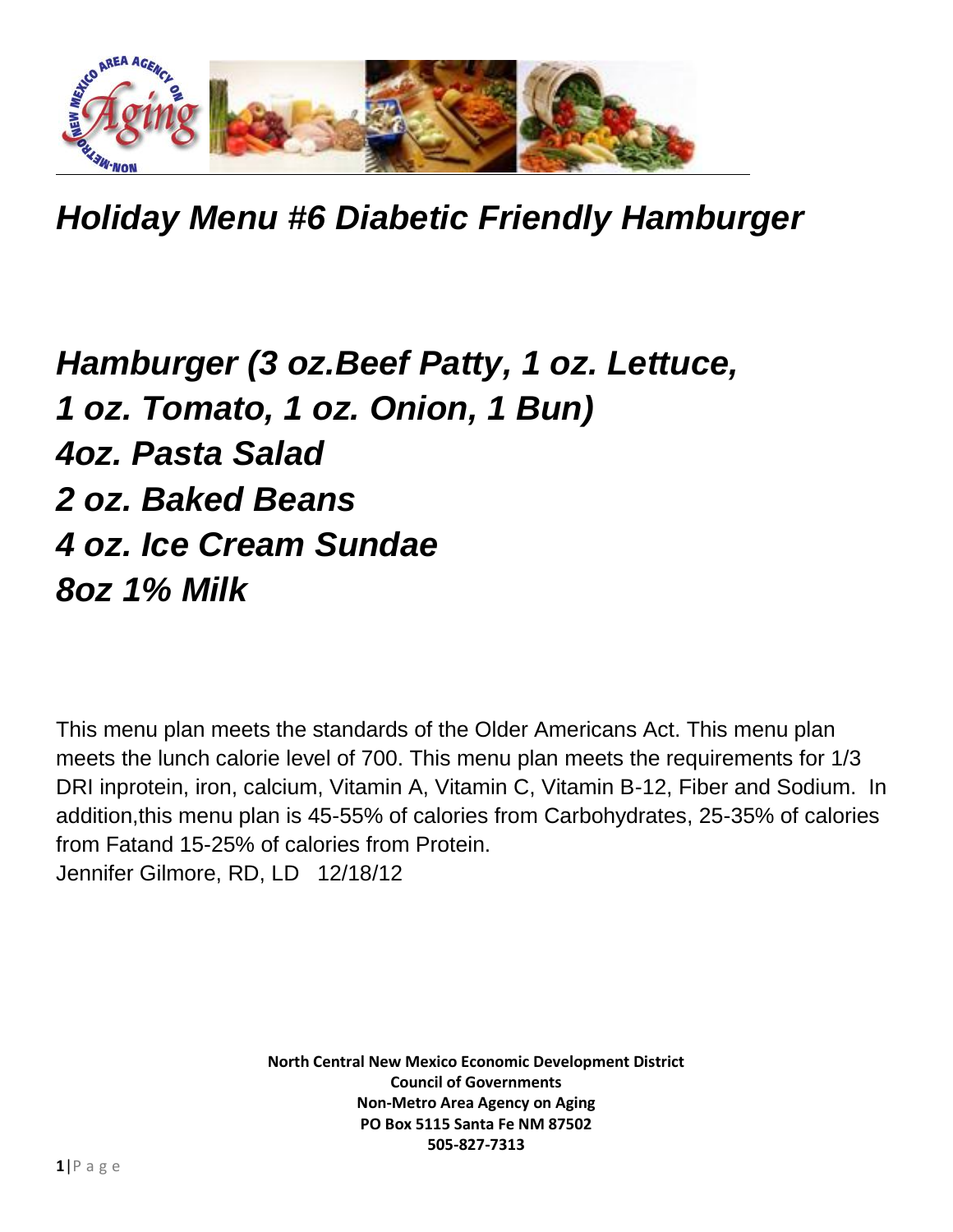# *Holiday Menu #6 Diabetic Friendly Hamburger*

## *Hamburger (3 oz.Beef Patty, 1 oz. Lettuce, 1 oz. Tomato, 1 oz. Onion, 1 Bun)*
## *4oz. Pasta Salad*
## *2 oz. Baked Beans*
## *4 oz. Ice Cream Sundae*
## *8oz 1% Milk*

This menu plan meets the standards of the Older Americans Act. This menu plan meets the lunch calorie level of 700. This menu plan meets the requirements for 1/3 DRI inprotein, iron, calcium, Vitamin A, Vitamin C, Vitamin B-12, Fiber and Sodium. In addition,this menu plan is 45-55% of calories from Carbohydrates, 25-35% of calories from Fatand 15-25% of calories from Protein.
Jennifer Gilmore, RD, LD 12/18/12

**North Central New Mexico Economic Development District**
**Council of Governments**
**Non-Metro Area Agency on Aging**
**PO Box 5115 Santa Fe NM 87502**
**505-827-7313**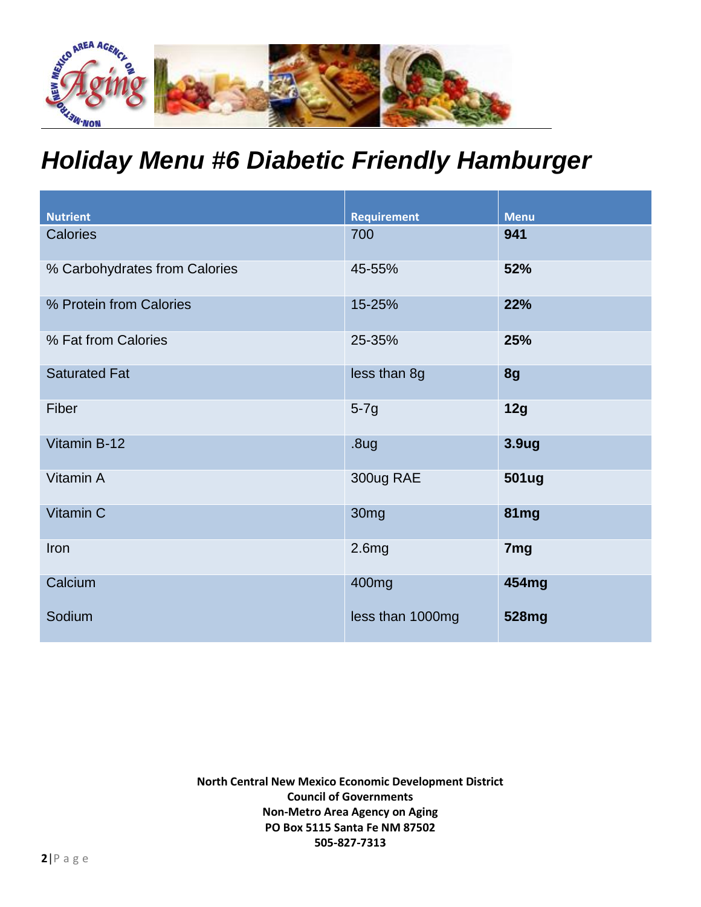# *Holiday Menu #6 Diabetic Friendly Hamburger*

| Nutrient | Requirement | Menu |
|---|---|---|
| Calories | 700 | **941** |
| % Carbohydrates from Calories | 45-55% | **52%** |
| % Protein from Calories | 15-25% | **22%** |
| % Fat from Calories | 25-35% | **25%** |
| Saturated Fat | less than 8g | **8g** |
| Fiber | 5-7g | **12g** |
| Vitamin B-12 | .8ug | **3.9ug** |
| Vitamin A | 300ug RAE | **501ug** |
| Vitamin C | 30mg | **81mg** |
| Iron | 2.6mg | **7mg** |
| Calcium | 400mg | **454mg** |
| Sodium | less than 1000mg | **528mg** |

**North Central New Mexico Economic Development District**
**Council of Governments**
**Non-Metro Area Agency on Aging**
**PO Box 5115 Santa Fe NM 87502**
**505-827-7313**